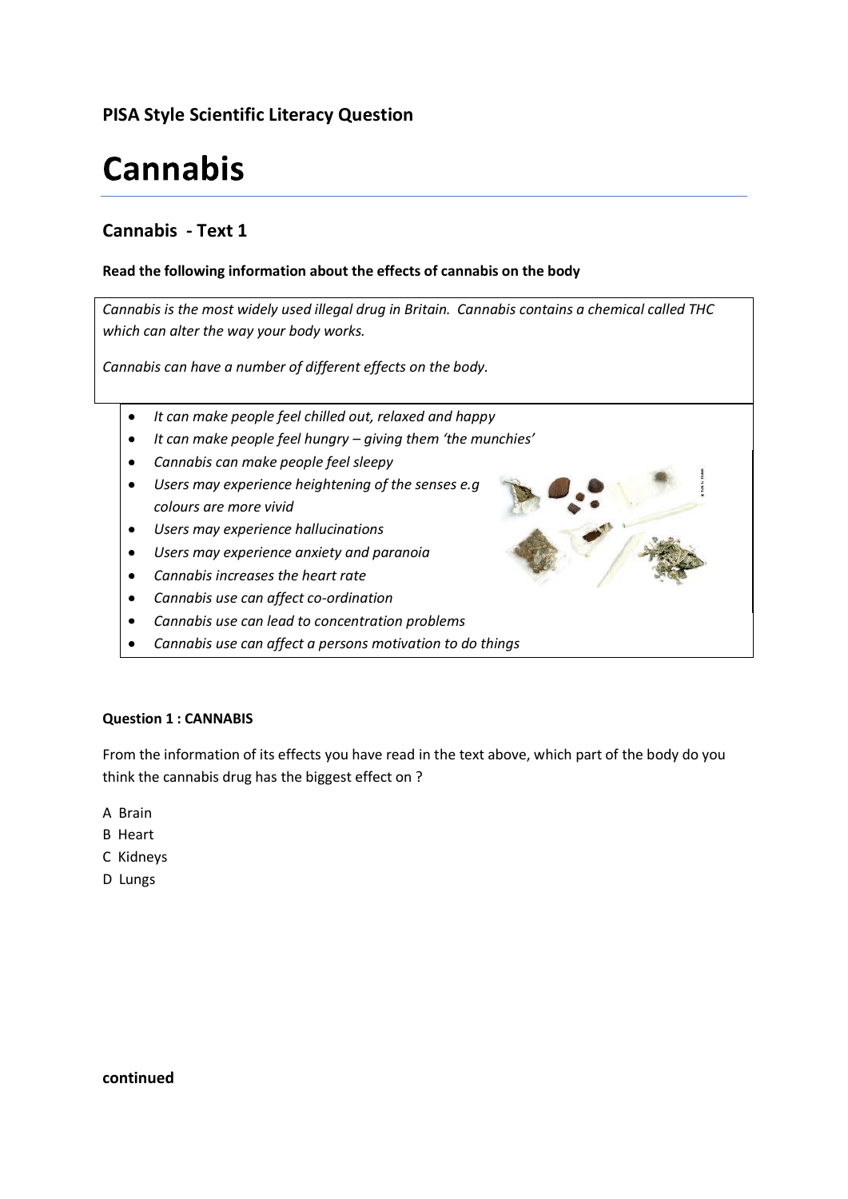**PISA Style Scientific Literacy Question**

# Cannabis

## Cannabis - Text 1

**Read the following information about the effects of cannabis on the body**

*Cannabis is the most widely used illegal drug in Britain. Cannabis contains a chemical called THC which can alter the way your body works.*

*Cannabis can have a number of different effects on the body.*

- *It can make people feel chilled out, relaxed and happy*
- *It can make people feel hungry – giving them 'the munchies'*
- *Cannabis can make people feel sleepy*
- *Users may experience heightening of the senses e.g colours are more vivid*
- *Users may experience hallucinations*
- *Users may experience anxiety and paranoia*
- *Cannabis increases the heart rate*
- *Cannabis use can affect co-ordination*
- *Cannabis use can lead to concentration problems*
- *Cannabis use can affect a persons motivation to do things*

**Question 1 : CANNABIS**

From the information of its effects you have read in the text above, which part of the body do you think the cannabis drug has the biggest effect on ?

A Brain

B Heart

C Kidneys

D Lungs

**continued**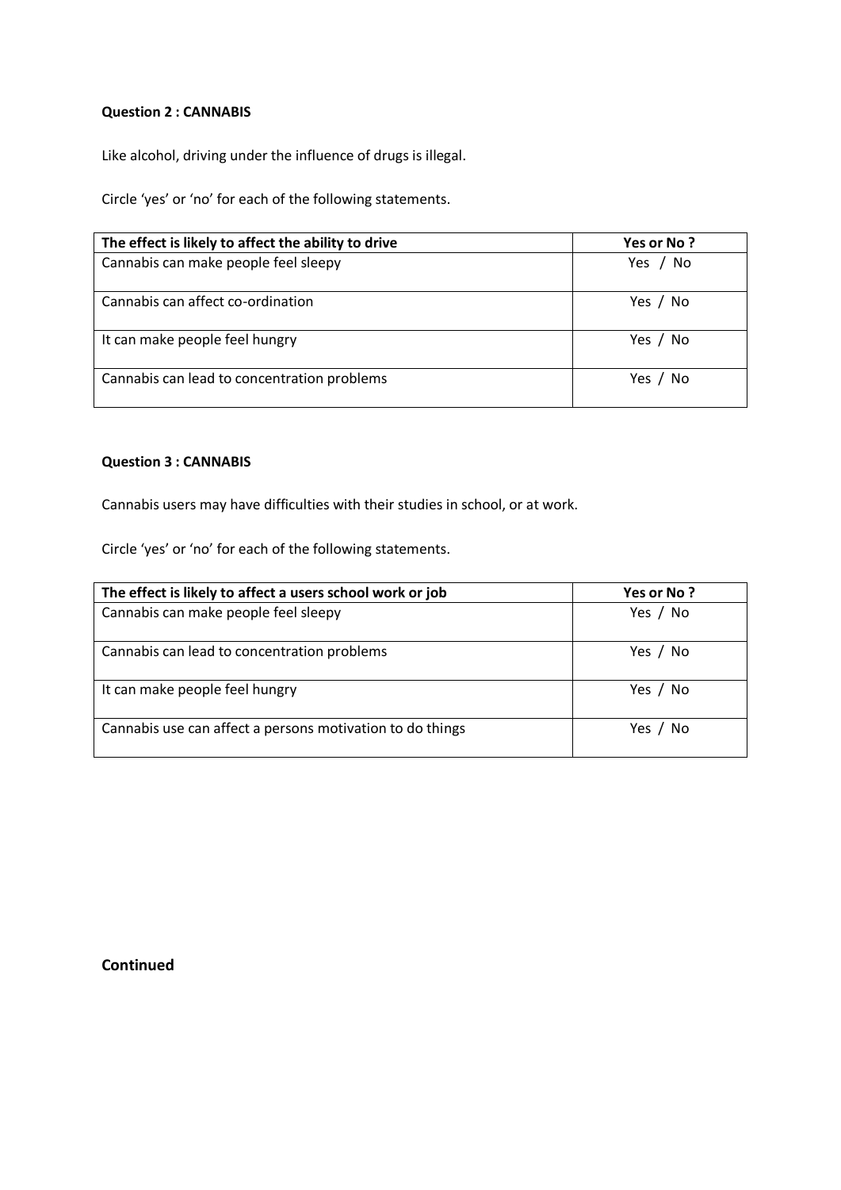**Question 2 : CANNABIS**

Like alcohol, driving under the influence of drugs is illegal.

Circle 'yes' or 'no' for each of the following statements.

| The effect is likely to affect the ability to drive | Yes or No ? |
| --- | --- |
| Cannabis can make people feel sleepy | Yes / No |
| Cannabis can affect co-ordination | Yes / No |
| It can make people feel hungry | Yes / No |
| Cannabis can lead to concentration problems | Yes / No |

**Question 3 : CANNABIS**

Cannabis users may have difficulties with their studies in school, or at work.

Circle 'yes' or 'no' for each of the following statements.

| The effect is likely to affect a users school work or job | Yes or No ? |
| --- | --- |
| Cannabis can make people feel sleepy | Yes / No |
| Cannabis can lead to concentration problems | Yes / No |
| It can make people feel hungry | Yes / No |
| Cannabis use can affect a persons motivation to do things | Yes / No |

**Continued**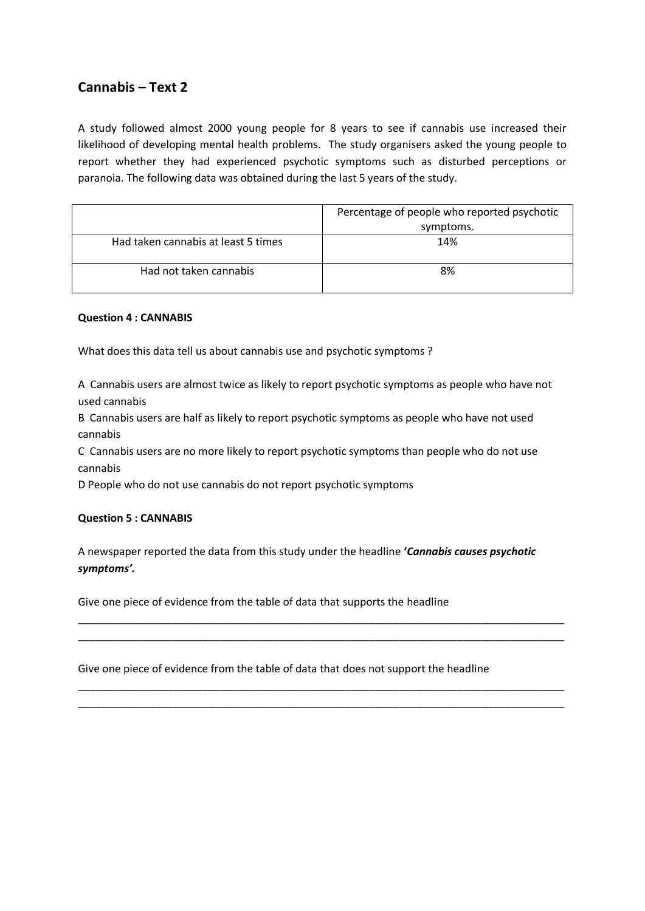## Cannabis – Text 2

A study followed almost 2000 young people for 8 years to see if cannabis use increased their likelihood of developing mental health problems. The study organisers asked the young people to report whether they had experienced psychotic symptoms such as disturbed perceptions or paranoia. The following data was obtained during the last 5 years of the study.

| | Percentage of people who reported psychotic symptoms. |
|---|---|
| Had taken cannabis at least 5 times | 14% |
| Had not taken cannabis | 8% |

**Question 4 : CANNABIS**

What does this data tell us about cannabis use and psychotic symptoms ?

A Cannabis users are almost twice as likely to report psychotic symptoms as people who have not used cannabis

B Cannabis users are half as likely to report psychotic symptoms as people who have not used cannabis

C Cannabis users are no more likely to report psychotic symptoms than people who do not use cannabis

D People who do not use cannabis do not report psychotic symptoms

**Question 5 : CANNABIS**

A newspaper reported the data from this study under the headline **'*Cannabis causes psychotic symptoms'.***

Give one piece of evidence from the table of data that supports the headline

______________________________________________________________________________________

______________________________________________________________________________________

Give one piece of evidence from the table of data that does not support the headline

______________________________________________________________________________________

______________________________________________________________________________________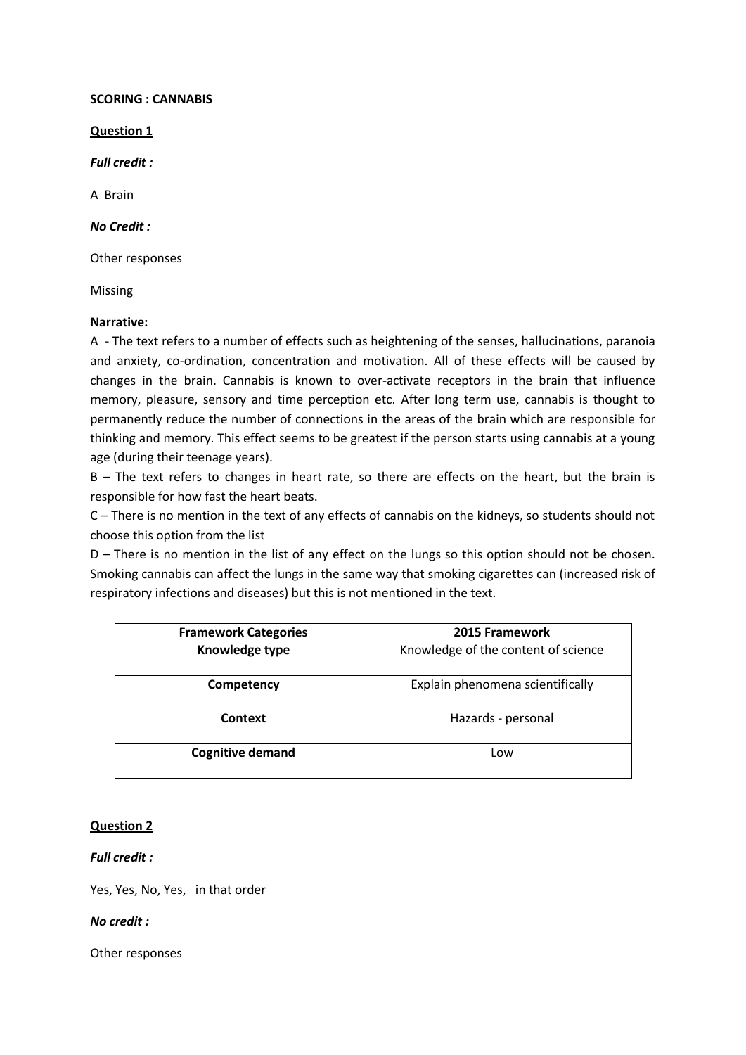**SCORING : CANNABIS**

**Question 1**

***Full credit :***

A Brain

***No Credit :***

Other responses

Missing

**Narrative:**

A - The text refers to a number of effects such as heightening of the senses, hallucinations, paranoia and anxiety, co-ordination, concentration and motivation. All of these effects will be caused by changes in the brain. Cannabis is known to over-activate receptors in the brain that influence memory, pleasure, sensory and time perception etc. After long term use, cannabis is thought to permanently reduce the number of connections in the areas of the brain which are responsible for thinking and memory. This effect seems to be greatest if the person starts using cannabis at a young age (during their teenage years).

B – The text refers to changes in heart rate, so there are effects on the heart, but the brain is responsible for how fast the heart beats.

C – There is no mention in the text of any effects of cannabis on the kidneys, so students should not choose this option from the list

D – There is no mention in the list of any effect on the lungs so this option should not be chosen. Smoking cannabis can affect the lungs in the same way that smoking cigarettes can (increased risk of respiratory infections and diseases) but this is not mentioned in the text.

| Framework Categories | 2015 Framework |
| --- | --- |
| **Knowledge type** | Knowledge of the content of science |
| **Competency** | Explain phenomena scientifically |
| **Context** | Hazards - personal |
| **Cognitive demand** | Low |

**Question 2**

***Full credit :***

Yes, Yes, No, Yes, in that order

***No credit :***

Other responses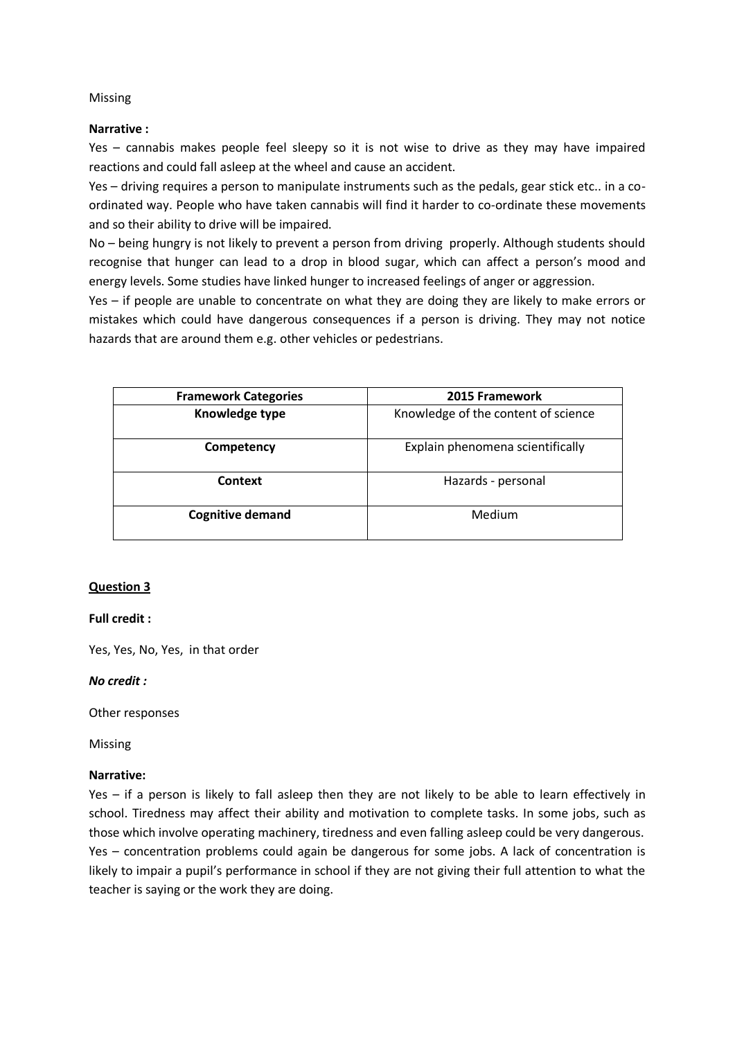Missing

**Narrative :**

Yes – cannabis makes people feel sleepy so it is not wise to drive as they may have impaired reactions and could fall asleep at the wheel and cause an accident.

Yes – driving requires a person to manipulate instruments such as the pedals, gear stick etc.. in a co-ordinated way. People who have taken cannabis will find it harder to co-ordinate these movements and so their ability to drive will be impaired.

No – being hungry is not likely to prevent a person from driving properly. Although students should recognise that hunger can lead to a drop in blood sugar, which can affect a person's mood and energy levels. Some studies have linked hunger to increased feelings of anger or aggression.

Yes – if people are unable to concentrate on what they are doing they are likely to make errors or mistakes which could have dangerous consequences if a person is driving. They may not notice hazards that are around them e.g. other vehicles or pedestrians.

| Framework Categories | 2015 Framework |
|---|---|
| **Knowledge type** | Knowledge of the content of science |
| **Competency** | Explain phenomena scientifically |
| **Context** | Hazards - personal |
| **Cognitive demand** | Medium |

## Question 3

**Full credit :**

Yes, Yes, No, Yes, in that order

***No credit :***

Other responses

Missing

**Narrative:**

Yes – if a person is likely to fall asleep then they are not likely to be able to learn effectively in school. Tiredness may affect their ability and motivation to complete tasks. In some jobs, such as those which involve operating machinery, tiredness and even falling asleep could be very dangerous.

Yes – concentration problems could again be dangerous for some jobs. A lack of concentration is likely to impair a pupil's performance in school if they are not giving their full attention to what the teacher is saying or the work they are doing.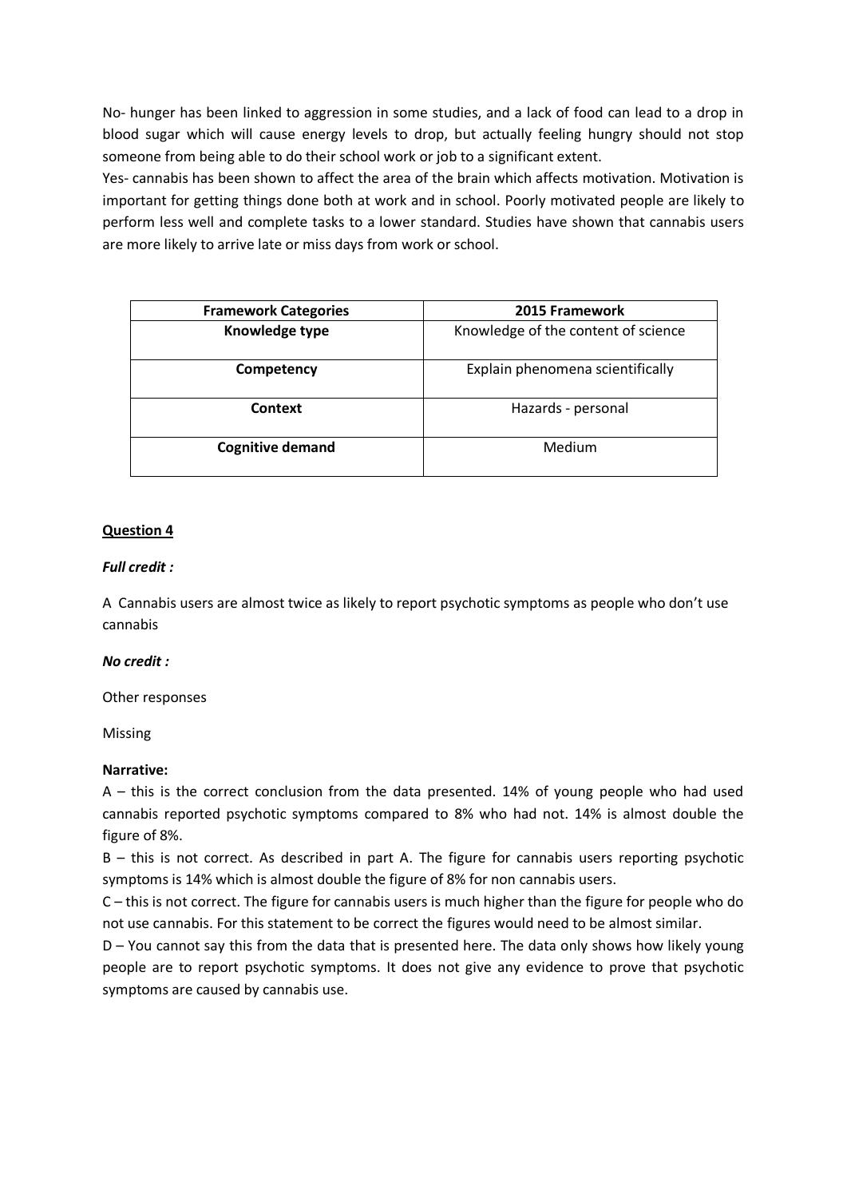No- hunger has been linked to aggression in some studies, and a lack of food can lead to a drop in blood sugar which will cause energy levels to drop, but actually feeling hungry should not stop someone from being able to do their school work or job to a significant extent.

Yes- cannabis has been shown to affect the area of the brain which affects motivation. Motivation is important for getting things done both at work and in school. Poorly motivated people are likely to perform less well and complete tasks to a lower standard. Studies have shown that cannabis users are more likely to arrive late or miss days from work or school.

| Framework Categories | 2015 Framework |
|---|---|
| **Knowledge type** | Knowledge of the content of science |
| **Competency** | Explain phenomena scientifically |
| **Context** | Hazards - personal |
| **Cognitive demand** | Medium |

**Question 4**

***Full credit :***

A Cannabis users are almost twice as likely to report psychotic symptoms as people who don't use cannabis

***No credit :***

Other responses

Missing

**Narrative:**

A – this is the correct conclusion from the data presented. 14% of young people who had used cannabis reported psychotic symptoms compared to 8% who had not. 14% is almost double the figure of 8%.

B – this is not correct. As described in part A. The figure for cannabis users reporting psychotic symptoms is 14% which is almost double the figure of 8% for non cannabis users.

C – this is not correct. The figure for cannabis users is much higher than the figure for people who do not use cannabis. For this statement to be correct the figures would need to be almost similar.

D – You cannot say this from the data that is presented here. The data only shows how likely young people are to report psychotic symptoms. It does not give any evidence to prove that psychotic symptoms are caused by cannabis use.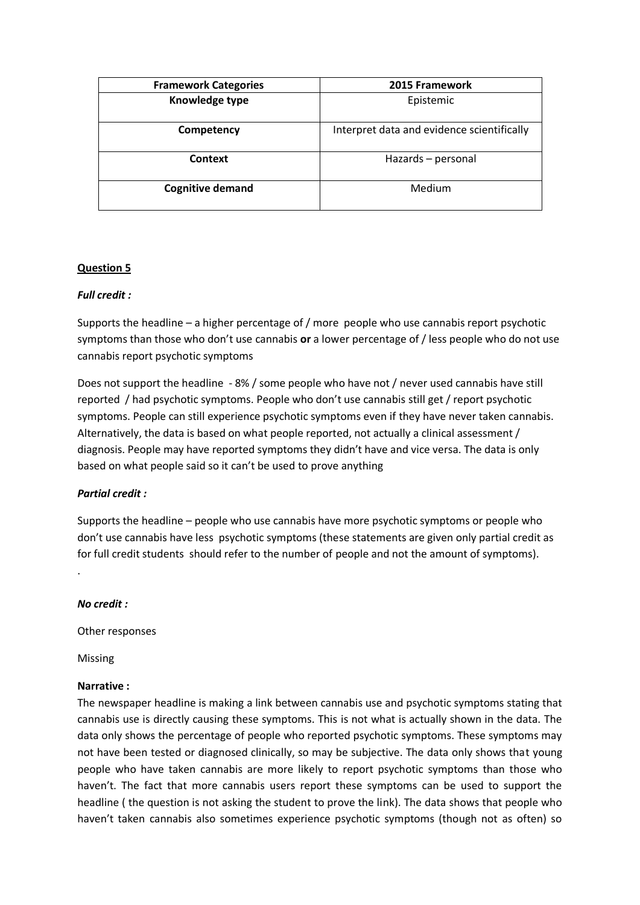| Framework Categories | 2015 Framework |
|---|---|
| Knowledge type | Epistemic |
| Competency | Interpret data and evidence scientifically |
| Context | Hazards – personal |
| Cognitive demand | Medium |

**Question 5**

***Full credit :***

Supports the headline – a higher percentage of / more people who use cannabis report psychotic symptoms than those who don't use cannabis **or** a lower percentage of / less people who do not use cannabis report psychotic symptoms

Does not support the headline - 8% / some people who have not / never used cannabis have still reported / had psychotic symptoms. People who don't use cannabis still get / report psychotic symptoms. People can still experience psychotic symptoms even if they have never taken cannabis. Alternatively, the data is based on what people reported, not actually a clinical assessment / diagnosis. People may have reported symptoms they didn't have and vice versa. The data is only based on what people said so it can't be used to prove anything

***Partial credit :***

Supports the headline – people who use cannabis have more psychotic symptoms or people who don't use cannabis have less psychotic symptoms (these statements are given only partial credit as for full credit students should refer to the number of people and not the amount of symptoms).

.

***No credit :***

Other responses

Missing

**Narrative :**

The newspaper headline is making a link between cannabis use and psychotic symptoms stating that cannabis use is directly causing these symptoms. This is not what is actually shown in the data. The data only shows the percentage of people who reported psychotic symptoms. These symptoms may not have been tested or diagnosed clinically, so may be subjective. The data only shows that young people who have taken cannabis are more likely to report psychotic symptoms than those who haven't. The fact that more cannabis users report these symptoms can be used to support the headline ( the question is not asking the student to prove the link). The data shows that people who haven't taken cannabis also sometimes experience psychotic symptoms (though not as often) so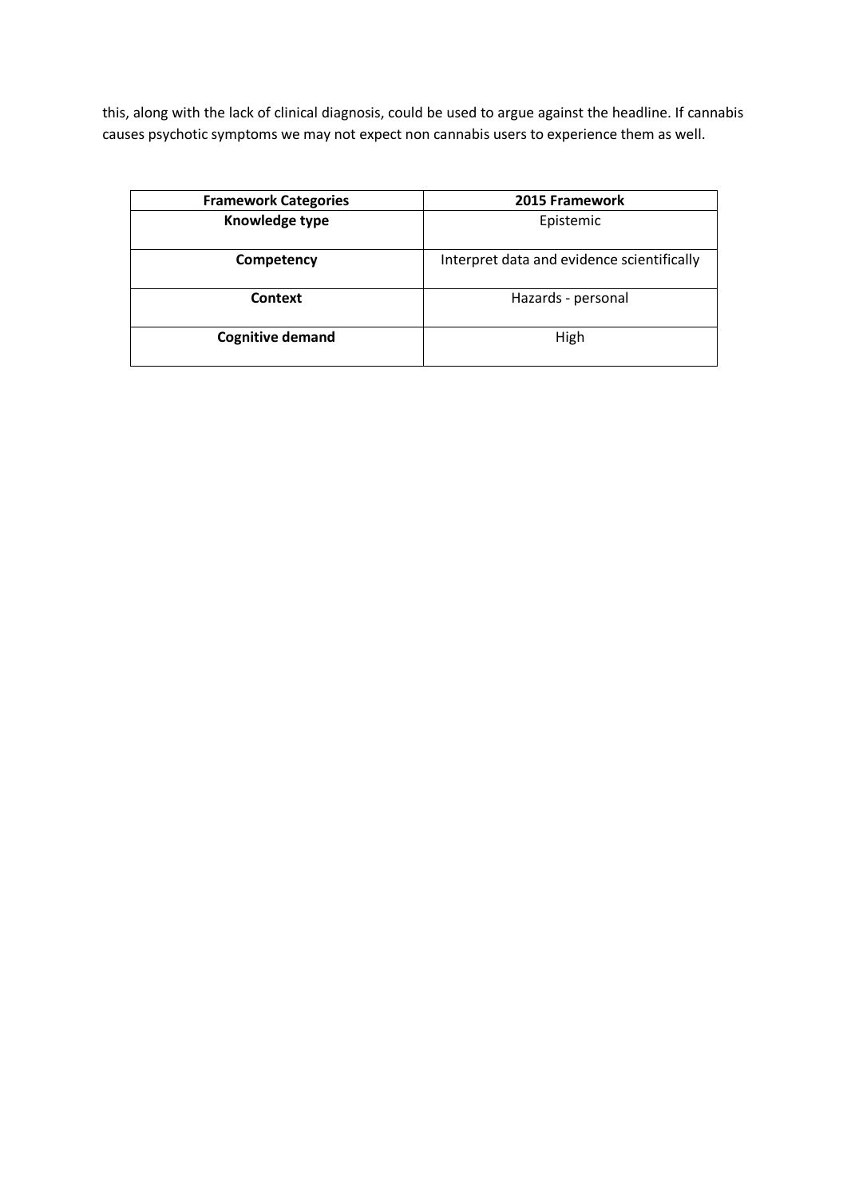this, along with the lack of clinical diagnosis, could be used to argue against the headline. If cannabis causes psychotic symptoms we may not expect non cannabis users to experience them as well.

| Framework Categories | 2015 Framework |
|---|---|
| **Knowledge type** | Epistemic |
| **Competency** | Interpret data and evidence scientifically |
| **Context** | Hazards - personal |
| **Cognitive demand** | High |